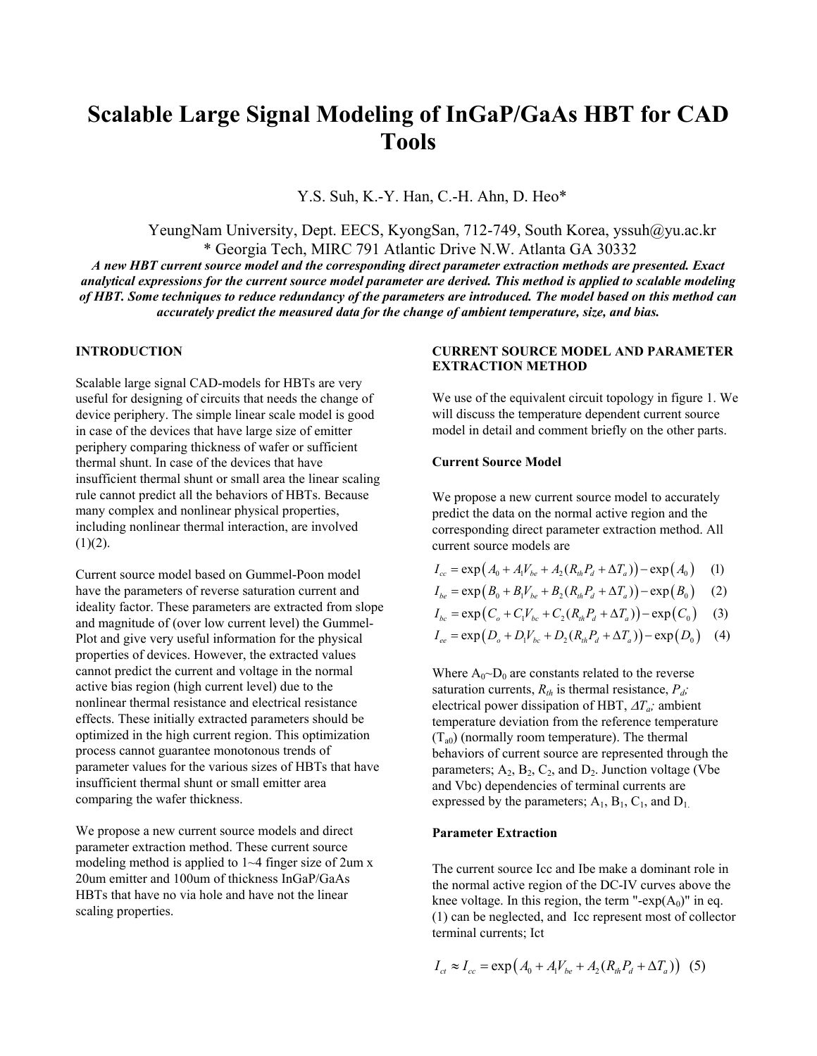# Scalable Large Signal Modeling of InGaP/GaAs HBT for CAD Tools

Y.S. Suh, K.-Y. Han, C.-H. Ahn, D. Heo*

YeungNam University, Dept. EECS, KyongSan, 712-749, South Korea, yssuh@yu.ac.kr
* Georgia Tech, MIRC 791 Atlantic Drive N.W. Atlanta GA 30332

***A new HBT current source model and the corresponding direct parameter extraction methods are presented. Exact analytical expressions for the current source model parameter are derived. This method is applied to scalable modeling of HBT. Some techniques to reduce redundancy of the parameters are introduced. The model based on this method can accurately predict the measured data for the change of ambient temperature, size, and bias.***

## INTRODUCTION

Scalable large signal CAD-models for HBTs are very useful for designing of circuits that needs the change of device periphery. The simple linear scale model is good in case of the devices that have large size of emitter periphery comparing thickness of wafer or sufficient thermal shunt. In case of the devices that have insufficient thermal shunt or small area the linear scaling rule cannot predict all the behaviors of HBTs. Because many complex and nonlinear physical properties, including nonlinear thermal interaction, are involved (1)(2).

Current source model based on Gummel-Poon model have the parameters of reverse saturation current and ideality factor. These parameters are extracted from slope and magnitude of (over low current level) the Gummel-Plot and give very useful information for the physical properties of devices. However, the extracted values cannot predict the current and voltage in the normal active bias region (high current level) due to the nonlinear thermal resistance and electrical resistance effects. These initially extracted parameters should be optimized in the high current region. This optimization process cannot guarantee monotonous trends of parameter values for the various sizes of HBTs that have insufficient thermal shunt or small emitter area comparing the wafer thickness.

We propose a new current source models and direct parameter extraction method. These current source modeling method is applied to 1~4 finger size of 2um x 20um emitter and 100um of thickness InGaP/GaAs HBTs that have no via hole and have not the linear scaling properties.

## CURRENT SOURCE MODEL AND PARAMETER EXTRACTION METHOD

We use of the equivalent circuit topology in figure 1. We will discuss the temperature dependent current source model in detail and comment briefly on the other parts.

### Current Source Model

We propose a new current source model to accurately predict the data on the normal active region and the corresponding direct parameter extraction method. All current source models are

$$I_{cc} = \exp\left(A_0 + A_1 V_{be} + A_2 (R_{th} P_d + \Delta T_a)\right) - \exp\left(A_0\right) \quad (1)$$

$$I_{be} = \exp\left(B_0 + B_1 V_{be} + B_2 (R_{th} P_d + \Delta T_a)\right) - \exp\left(B_0\right) \quad (2)$$

$$I_{bc} = \exp\left(C_o + C_1 V_{bc} + C_2 (R_{th} P_d + \Delta T_a)\right) - \exp\left(C_0\right) \quad (3)$$

$$I_{ee} = \exp\left(D_o + D_1 V_{bc} + D_2 (R_{th} P_d + \Delta T_a)\right) - \exp\left(D_0\right) \quad (4)$$

Where $A_0$~$D_0$ are constants related to the reverse saturation currents, $R_{th}$ is thermal resistance, $P_d$; electrical power dissipation of HBT, $\Delta T_a$; ambient temperature deviation from the reference temperature ($T_{a0}$) (normally room temperature). The thermal behaviors of current source are represented through the parameters; $A_2$, $B_2$, $C_2$, and $D_2$. Junction voltage (Vbe and Vbc) dependencies of terminal currents are expressed by the parameters; $A_1$, $B_1$, $C_1$, and $D_1$.

### Parameter Extraction

The current source Icc and Ibe make a dominant role in the normal active region of the DC-IV curves above the knee voltage. In this region, the term "-exp($A_0$)" in eq. (1) can be neglected, and Icc represent most of collector terminal currents; Ict

$$I_{ct} \approx I_{cc} = \exp\left(A_0 + A_1 V_{be} + A_2 (R_{th} P_d + \Delta T_a)\right) \quad (5)$$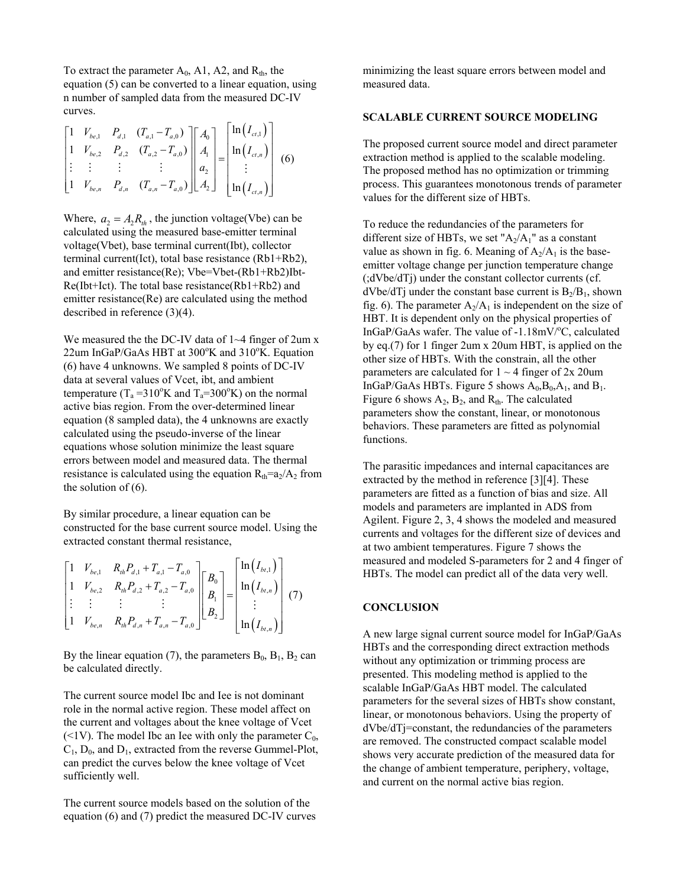To extract the parameter $A_0$, A1, A2, and $R_{th}$, the equation (5) can be converted to a linear equation, using n number of sampled data from the measured DC-IV curves.

$$
\begin{bmatrix} 1 & V_{be,1} & P_{d,1} & (T_{a,1}-T_{a,0}) \\ 1 & V_{be,2} & P_{d,2} & (T_{a,2}-T_{a,0}) \\ \vdots & \vdots & \vdots & \vdots \\ 1 & V_{be,n} & P_{d,n} & (T_{a,n}-T_{a,0}) \end{bmatrix} \begin{bmatrix} A_0 \\ A_1 \\ a_2 \\ A_2 \end{bmatrix} = \begin{bmatrix} \ln\left(I_{ct,1}\right) \\ \ln\left(I_{ct,n}\right) \\ \vdots \\ \ln\left(I_{ct,n}\right) \end{bmatrix} \quad (6)
$$

Where, $a_2 = A_2 R_{th}$, the junction voltage(Vbe) can be calculated using the measured base-emitter terminal voltage(Vbet), base terminal current(Ibt), collector terminal current(Ict), total base resistance (Rb1+Rb2), and emitter resistance(Re); Vbe=Vbet-(Rb1+Rb2)Ibt-Re(Ibt+Ict). The total base resistance(Rb1+Rb2) and emitter resistance(Re) are calculated using the method described in reference (3)(4).

We measured the the DC-IV data of 1~4 finger of 2um x 22um InGaP/GaAs HBT at 300°K and 310°K. Equation (6) have 4 unknowns. We sampled 8 points of DC-IV data at several values of Vcet, ibt, and ambient temperature ($T_a$ =310°K and $T_a$=300°K) on the normal active bias region. From the over-determined linear equation (8 sampled data), the 4 unknowns are exactly calculated using the pseudo-inverse of the linear equations whose solution minimize the least square errors between model and measured data. The thermal resistance is calculated using the equation $R_{th}$=$a_2$/$A_2$ from the solution of (6).

By similar procedure, a linear equation can be constructed for the base current source model. Using the extracted constant thermal resistance,

$$
\begin{bmatrix} 1 & V_{be,1} & R_{th}P_{d,1}+T_{a,1}-T_{a,0} \\ 1 & V_{be,2} & R_{th}P_{d,2}+T_{a,2}-T_{a,0} \\ \vdots & \vdots & \vdots \\ 1 & V_{be,n} & R_{th}P_{d,n}+T_{a,n}-T_{a,0} \end{bmatrix} \begin{bmatrix} B_0 \\ B_1 \\ B_2 \end{bmatrix} = \begin{bmatrix} \ln\left(I_{bt,1}\right) \\ \ln\left(I_{bt,n}\right) \\ \vdots \\ \ln\left(I_{bt,n}\right) \end{bmatrix} \quad (7)
$$

By the linear equation (7), the parameters $B_0$, $B_1$, $B_2$ can be calculated directly.

The current source model Ibc and Iee is not dominant role in the normal active region. These model affect on the current and voltages about the knee voltage of Vcet (<1V). The model Ibc an Iee with only the parameter $C_0$, $C_1$, $D_0$, and $D_1$, extracted from the reverse Gummel-Plot, can predict the curves below the knee voltage of Vcet sufficiently well.

The current source models based on the solution of the equation (6) and (7) predict the measured DC-IV curves minimizing the least square errors between model and measured data.

## SCALABLE CURRENT SOURCE MODELING

The proposed current source model and direct parameter extraction method is applied to the scalable modeling. The proposed method has no optimization or trimming process. This guarantees monotonous trends of parameter values for the different size of HBTs.

To reduce the redundancies of the parameters for different size of HBTs, we set "$A_2$/$A_1$" as a constant value as shown in fig. 6. Meaning of $A_2$/$A_1$ is the base-emitter voltage change per junction temperature change (;dVbe/dTj) under the constant collector currents (cf. dVbe/dTj under the constant base current is $B_2$/$B_1$, shown fig. 6). The parameter $A_2$/$A_1$ is independent on the size of HBT. It is dependent only on the physical properties of InGaP/GaAs wafer. The value of -1.18mV/°C, calculated by eq.(7) for 1 finger 2um x 20um HBT, is applied on the other size of HBTs. With the constrain, all the other parameters are calculated for 1 ~ 4 finger of 2x 20um InGaP/GaAs HBTs. Figure 5 shows $A_0$,$B_0$,$A_1$, and $B_1$. Figure 6 shows $A_2$, $B_2$, and $R_{th}$. The calculated parameters show the constant, linear, or monotonous behaviors. These parameters are fitted as polynomial functions.

The parasitic impedances and internal capacitances are extracted by the method in reference [3][4]. These parameters are fitted as a function of bias and size. All models and parameters are implanted in ADS from Agilent. Figure 2, 3, 4 shows the modeled and measured currents and voltages for the different size of devices and at two ambient temperatures. Figure 7 shows the measured and modeled S-parameters for 2 and 4 finger of HBTs. The model can predict all of the data very well.

## CONCLUSION

A new large signal current source model for InGaP/GaAs HBTs and the corresponding direct extraction methods without any optimization or trimming process are presented. This modeling method is applied to the scalable InGaP/GaAs HBT model. The calculated parameters for the several sizes of HBTs show constant, linear, or monotonous behaviors. Using the property of dVbe/dTj=constant, the redundancies of the parameters are removed. The constructed compact scalable model shows very accurate prediction of the measured data for the change of ambient temperature, periphery, voltage, and current on the normal active bias region.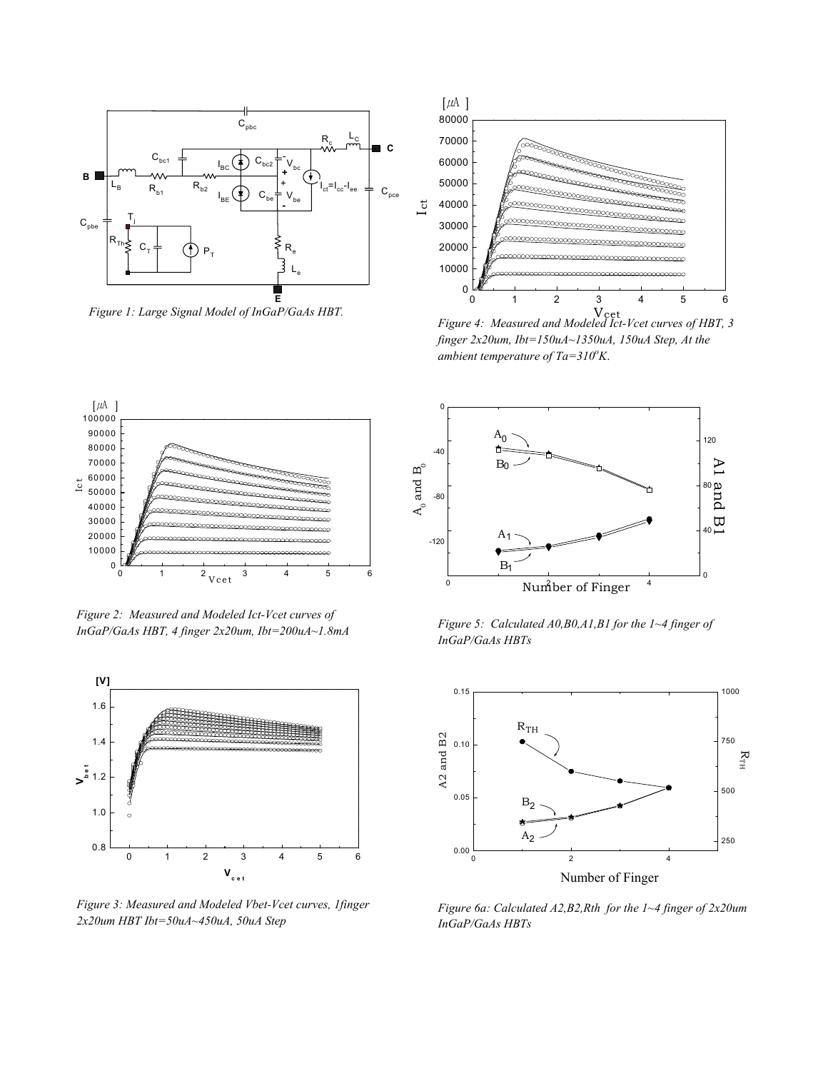Figure 1: Large Signal Model of InGaP/GaAs HBT.

Figure 4: Measured and Modeled Ict-Vcet curves of HBT, 3 finger 2x20um, Ibt=150uA~1350uA, 150uA Step, At the ambient temperature of Ta=310°K.

Figure 2: Measured and Modeled Ict-Vcet curves of InGaP/GaAs HBT, 4 finger 2x20um, Ibt=200uA~1.8mA

Figure 5: Calculated A0,B0,A1,B1 for the 1~4 finger of InGaP/GaAs HBTs

Figure 3: Measured and Modeled Vbet-Vcet curves, 1finger 2x20um HBT Ibt=50uA~450uA, 50uA Step

Figure 6a: Calculated A2,B2,Rth for the 1~4 finger of 2x20um InGaP/GaAs HBTs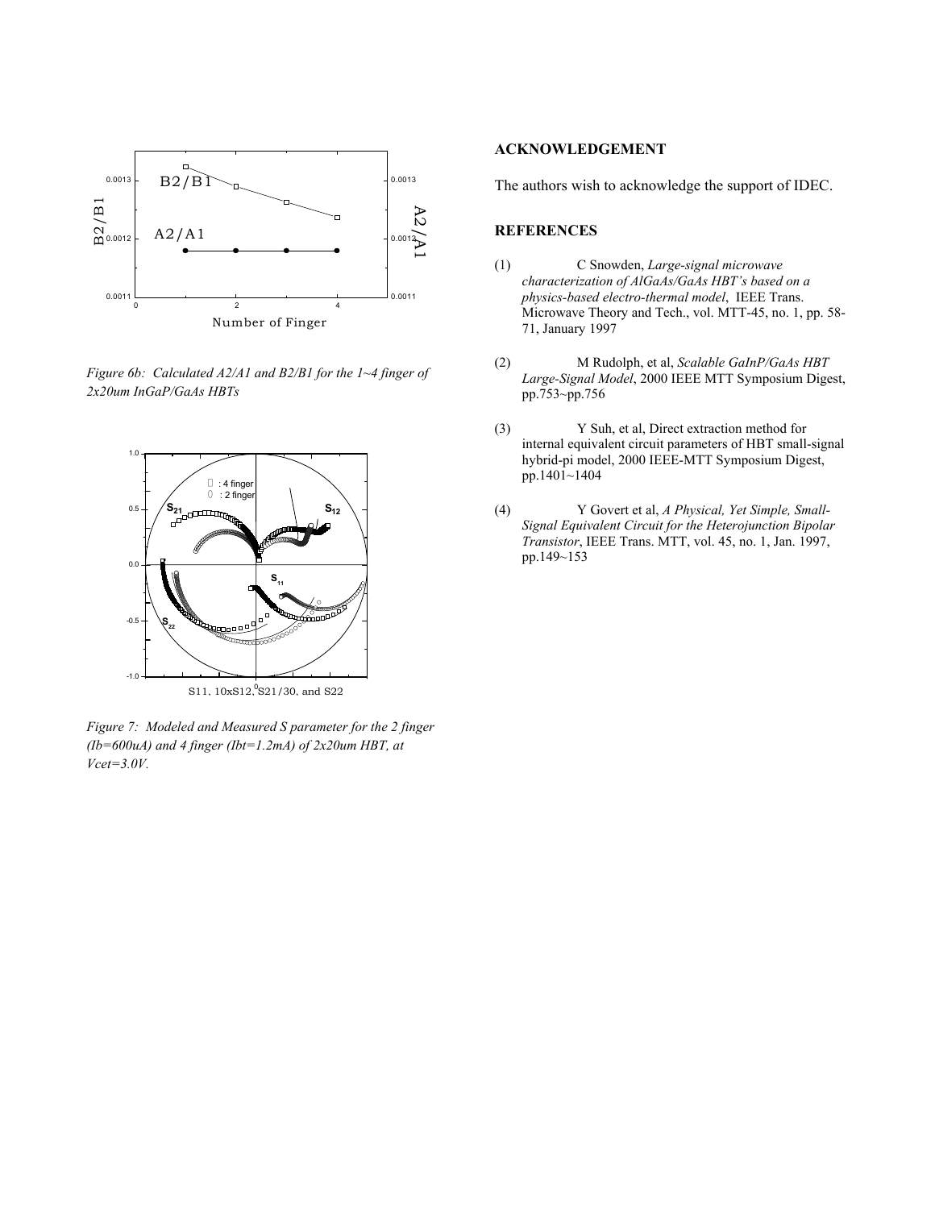B2/B1

A2/A1

0.0013

0.0012

0.0011

0

2

4

Number of Finger

B2/B1

A2/A1

0.0013

0.0012

0.0011

*Figure 6b: Calculated A2/A1 and B2/B1 for the 1~4 finger of 2x20um InGaP/GaAs HBTs*

1.0

0.5

0.0

-0.5

-1.0

□ : 4 finger

○ : 2 finger

$S_{21}$

$S_{12}$

$S_{11}$

$S_{22}$

0

S11, 10xS12, S21/30, and S22

*Figure 7: Modeled and Measured S parameter for the 2 finger (Ib=600uA) and 4 finger (Ibt=1.2mA) of 2x20um HBT, at Vcet=3.0V.*

## ACKNOWLEDGEMENT

The authors wish to acknowledge the support of IDEC.

## REFERENCES

(1) C Snowden, *Large-signal microwave characterization of AlGaAs/GaAs HBT's based on a physics-based electro-thermal model*, IEEE Trans. Microwave Theory and Tech., vol. MTT-45, no. 1, pp. 58-71, January 1997

(2) M Rudolph, et al, *Scalable GaInP/GaAs HBT Large-Signal Model*, 2000 IEEE MTT Symposium Digest, pp.753~pp.756

(3) Y Suh, et al, Direct extraction method for internal equivalent circuit parameters of HBT small-signal hybrid-pi model, 2000 IEEE-MTT Symposium Digest, pp.1401~1404

(4) Y Govert et al, *A Physical, Yet Simple, Small-Signal Equivalent Circuit for the Heterojunction Bipolar Transistor*, IEEE Trans. MTT, vol. 45, no. 1, Jan. 1997, pp.149~153